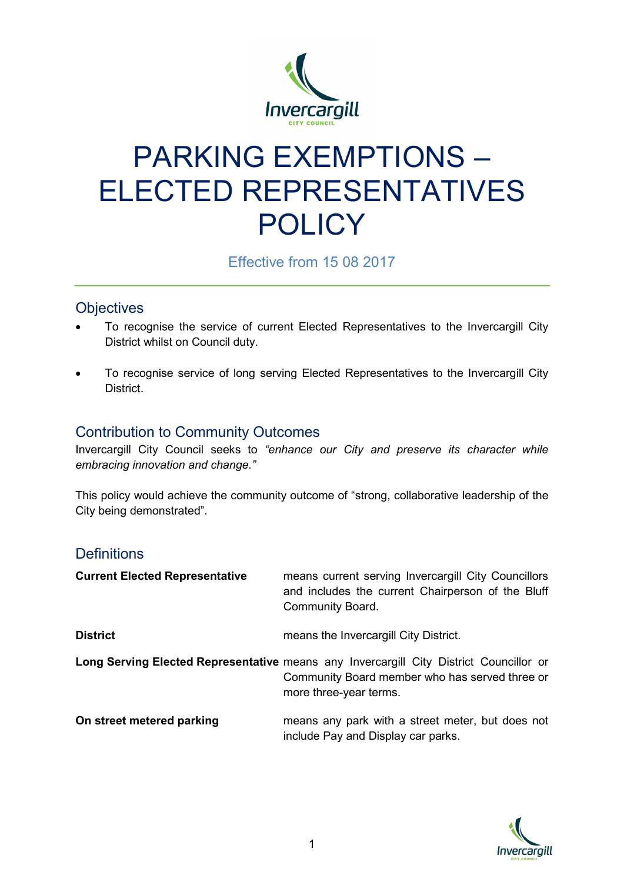# PARKING EXEMPTIONS – ELECTED REPRESENTATIVES POLICY

Effective from 15 08 2017

## Objectives

- To recognise the service of current Elected Representatives to the Invercargill City District whilst on Council duty.
- To recognise service of long serving Elected Representatives to the Invercargill City District.

## Contribution to Community Outcomes

Invercargill City Council seeks to *"enhance our City and preserve its character while embracing innovation and change."*

This policy would achieve the community outcome of "strong, collaborative leadership of the City being demonstrated".

## Definitions

**Current Elected Representative** means current serving Invercargill City Councillors and includes the current Chairperson of the Bluff Community Board.

**District** means the Invercargill City District.

**Long Serving Elected Representative** means any Invercargill City District Councillor or Community Board member who has served three or more three-year terms.

**On street metered parking** means any park with a street meter, but does not include Pay and Display car parks.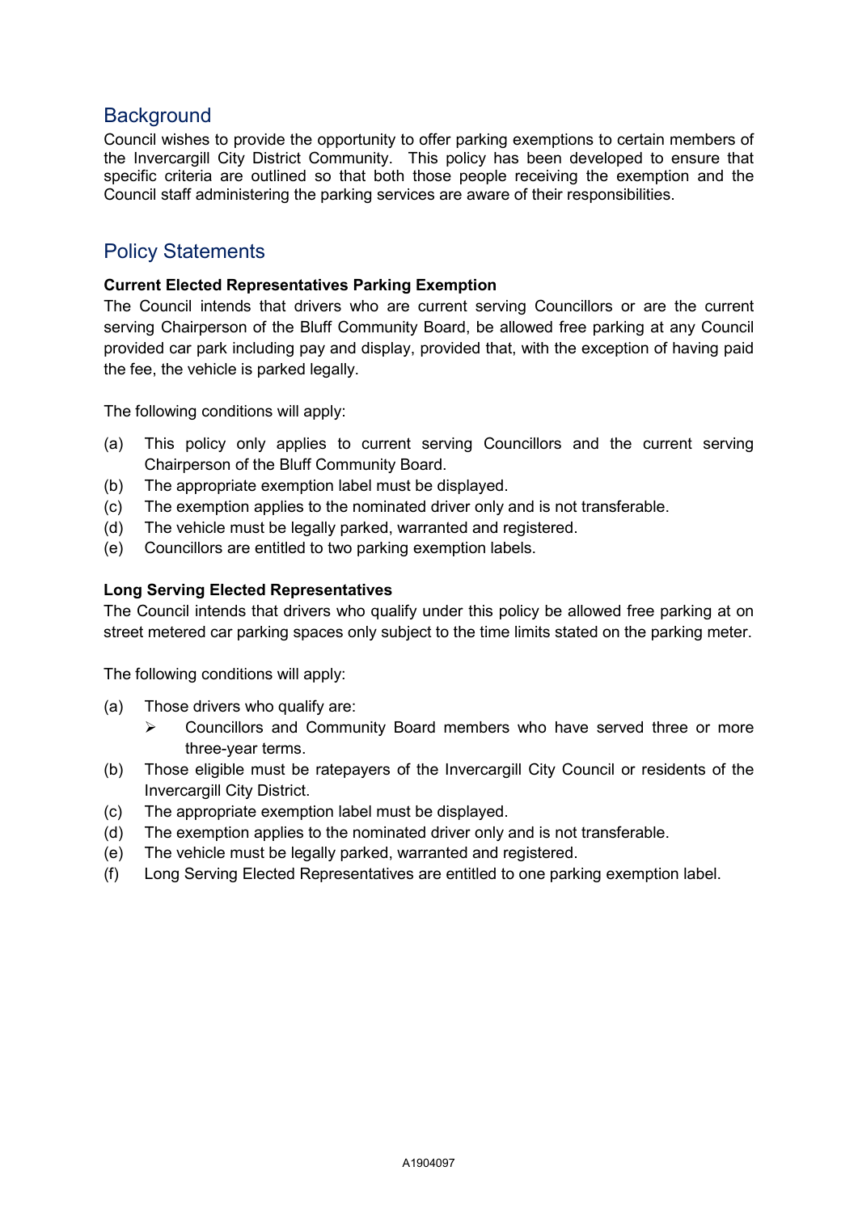## Background

Council wishes to provide the opportunity to offer parking exemptions to certain members of the Invercargill City District Community. This policy has been developed to ensure that specific criteria are outlined so that both those people receiving the exemption and the Council staff administering the parking services are aware of their responsibilities.

## Policy Statements

**Current Elected Representatives Parking Exemption**

The Council intends that drivers who are current serving Councillors or are the current serving Chairperson of the Bluff Community Board, be allowed free parking at any Council provided car park including pay and display, provided that, with the exception of having paid the fee, the vehicle is parked legally.

The following conditions will apply:

(a) This policy only applies to current serving Councillors and the current serving Chairperson of the Bluff Community Board.
(b) The appropriate exemption label must be displayed.
(c) The exemption applies to the nominated driver only and is not transferable.
(d) The vehicle must be legally parked, warranted and registered.
(e) Councillors are entitled to two parking exemption labels.

**Long Serving Elected Representatives**

The Council intends that drivers who qualify under this policy be allowed free parking at on street metered car parking spaces only subject to the time limits stated on the parking meter.

The following conditions will apply:

(a) Those drivers who qualify are:
  - Councillors and Community Board members who have served three or more three-year terms.
(b) Those eligible must be ratepayers of the Invercargill City Council or residents of the Invercargill City District.
(c) The appropriate exemption label must be displayed.
(d) The exemption applies to the nominated driver only and is not transferable.
(e) The vehicle must be legally parked, warranted and registered.
(f) Long Serving Elected Representatives are entitled to one parking exemption label.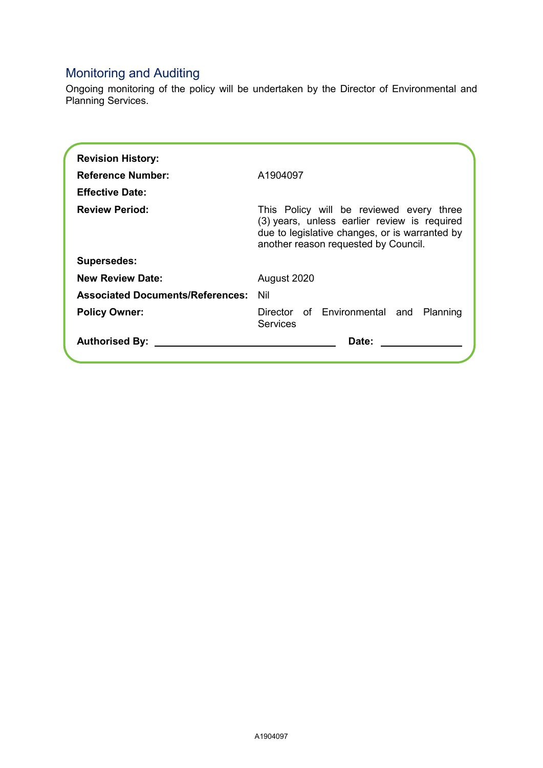## Monitoring and Auditing

Ongoing monitoring of the policy will be undertaken by the Director of Environmental and Planning Services.

| | |
|---|---|
| **Revision History:** | |
| **Reference Number:** | A1904097 |
| **Effective Date:** | |
| **Review Period:** | This Policy will be reviewed every three (3) years, unless earlier review is required due to legislative changes, or is warranted by another reason requested by Council. |
| **Supersedes:** | |
| **New Review Date:** | August 2020 |
| **Associated Documents/References:** | Nil |
| **Policy Owner:** | Director of Environmental and Planning Services |

**Authorised By:** ______________________________ **Date:** ______________